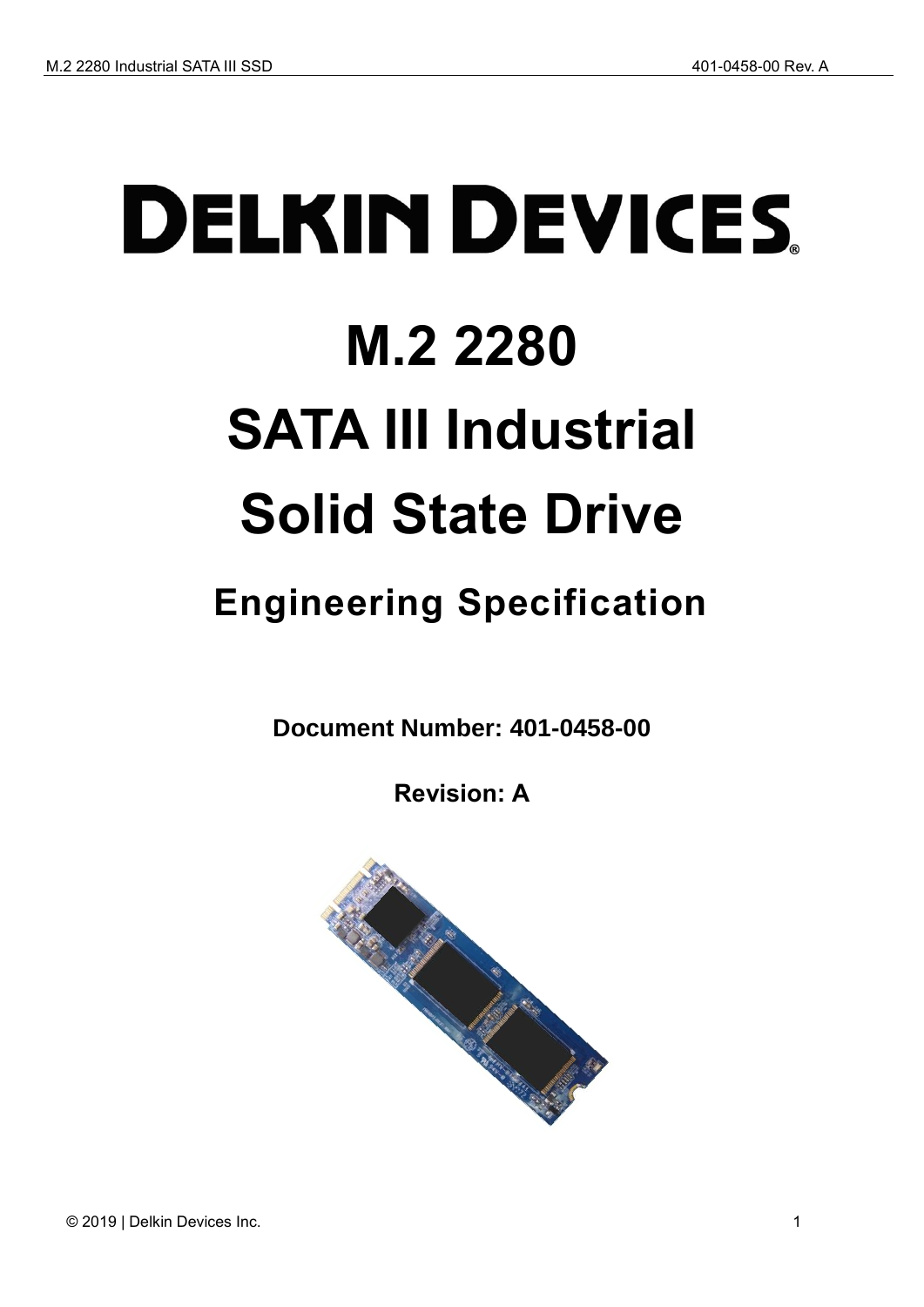# DELKIN DEVICES®

# M.2 2280

# SATA III Industrial

# Solid State Drive

## Engineering Specification

**Document Number: 401-0458-00**

**Revision: A**

© 2019 | Delkin Devices Inc.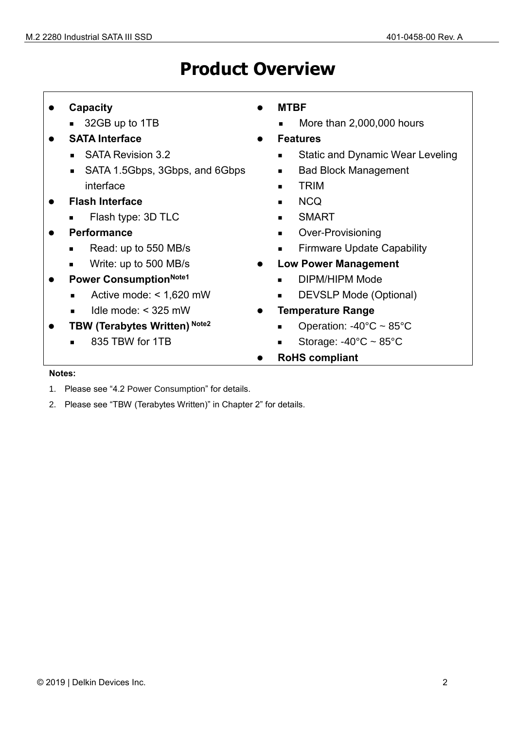# Product Overview

- **Capacity**
  - 32GB up to 1TB
- **SATA Interface**
  - SATA Revision 3.2
  - SATA 1.5Gbps, 3Gbps, and 6Gbps interface
- **Flash Interface**
  - Flash type: 3D TLC
- **Performance**
  - Read: up to 550 MB/s
  - Write: up to 500 MB/s
- **Power Consumption**[Note1]
  - Active mode: < 1,620 mW
  - Idle mode: < 325 mW
- **TBW (Terabytes Written)** [Note2]
  - 835 TBW for 1TB
- **MTBF**
  - More than 2,000,000 hours
- **Features**
  - Static and Dynamic Wear Leveling
  - Bad Block Management
  - TRIM
  - NCQ
  - SMART
  - Over-Provisioning
  - Firmware Update Capability
- **Low Power Management**
  - DIPM/HIPM Mode
  - DEVSLP Mode (Optional)
- **Temperature Range**
  - Operation: -40°C ~ 85°C
  - Storage: -40°C ~ 85°C
- **RoHS compliant**

**Notes:**

1. Please see “4.2 Power Consumption” for details.
2. Please see “TBW (Terabytes Written)” in Chapter 2” for details.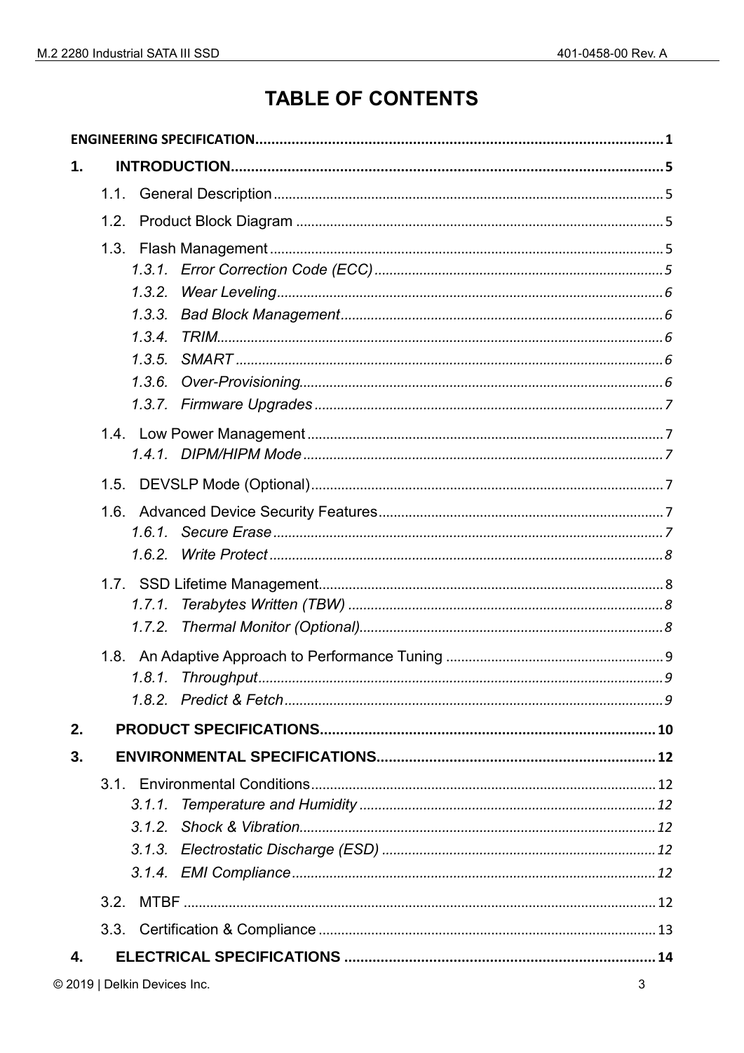# TABLE OF CONTENTS

**ENGINEERING SPECIFICATION** .......... 1

**1. INTRODUCTION** .......... 5

- 1.1. General Description .......... 5
- 1.2. Product Block Diagram .......... 5
- 1.3. Flash Management .......... 5
  - *1.3.1. Error Correction Code (ECC)* .......... 5
  - *1.3.2. Wear Leveling* .......... 6
  - *1.3.3. Bad Block Management* .......... 6
  - *1.3.4. TRIM* .......... 6
  - *1.3.5. SMART* .......... 6
  - *1.3.6. Over-Provisioning* .......... 6
  - *1.3.7. Firmware Upgrades* .......... 7
- 1.4. Low Power Management .......... 7
  - *1.4.1. DIPM/HIPM Mode* .......... 7
- 1.5. DEVSLP Mode (Optional) .......... 7
- 1.6. Advanced Device Security Features .......... 7
  - *1.6.1. Secure Erase* .......... 7
  - *1.6.2. Write Protect* .......... 8
- 1.7. SSD Lifetime Management .......... 8
  - *1.7.1. Terabytes Written (TBW)* .......... 8
  - *1.7.2. Thermal Monitor (Optional)* .......... 8
- 1.8. An Adaptive Approach to Performance Tuning .......... 9
  - *1.8.1. Throughput* .......... 9
  - *1.8.2. Predict & Fetch* .......... 9

**2. PRODUCT SPECIFICATIONS** .......... 10

**3. ENVIRONMENTAL SPECIFICATIONS** .......... 12

- 3.1. Environmental Conditions .......... 12
  - *3.1.1. Temperature and Humidity* .......... 12
  - *3.1.2. Shock & Vibration* .......... 12
  - *3.1.3. Electrostatic Discharge (ESD)* .......... 12
  - *3.1.4. EMI Compliance* .......... 12
- 3.2. MTBF .......... 12
- 3.3. Certification & Compliance .......... 13

**4. ELECTRICAL SPECIFICATIONS** .......... 14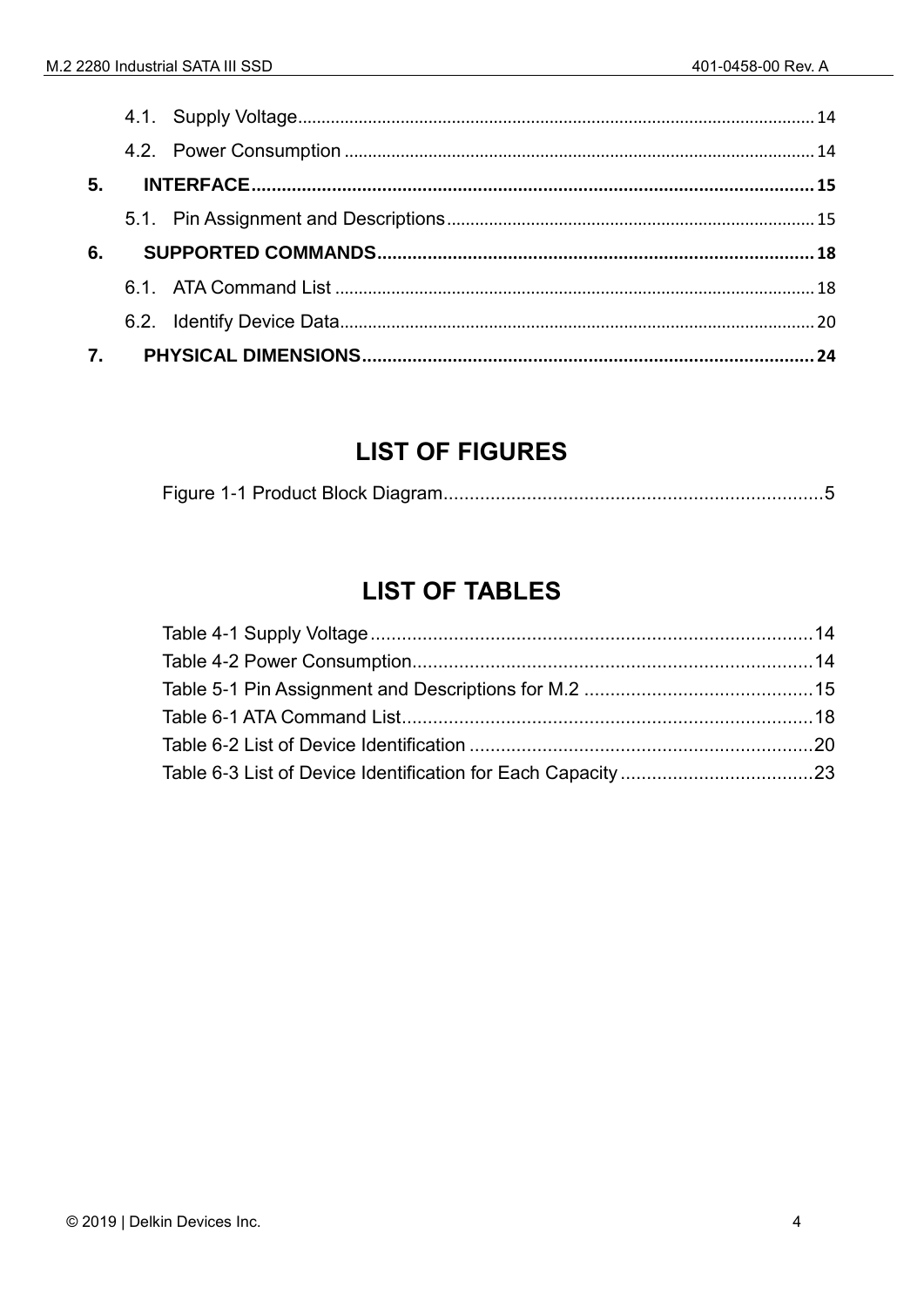4.1. Supply Voltage 14

4.2. Power Consumption 14

**5. INTERFACE 15**

5.1. Pin Assignment and Descriptions 15

**6. SUPPORTED COMMANDS 18**

6.1. ATA Command List 18

6.2. Identify Device Data 20

**7. PHYSICAL DIMENSIONS 24**

# LIST OF FIGURES

Figure 1-1 Product Block Diagram 5

# LIST OF TABLES

Table 4-1 Supply Voltage 14

Table 4-2 Power Consumption 14

Table 5-1 Pin Assignment and Descriptions for M.2 15

Table 6-1 ATA Command List 18

Table 6-2 List of Device Identification 20

Table 6-3 List of Device Identification for Each Capacity 23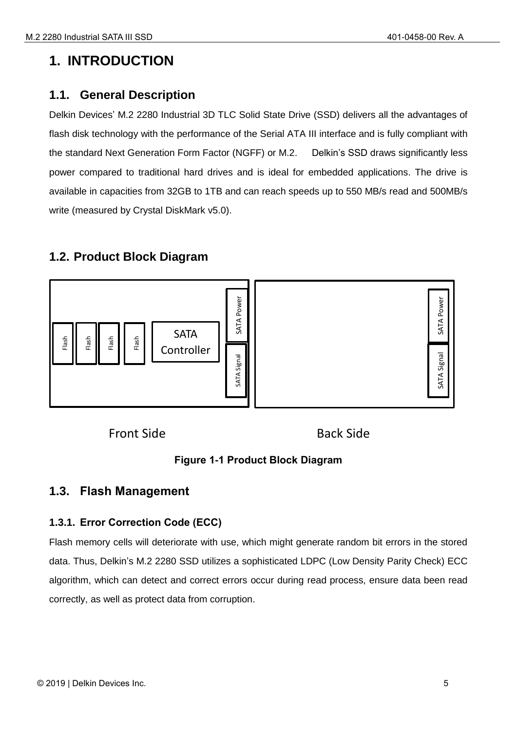# 1. INTRODUCTION

## 1.1. General Description

Delkin Devices' M.2 2280 Industrial 3D TLC Solid State Drive (SSD) delivers all the advantages of flash disk technology with the performance of the Serial ATA III interface and is fully compliant with the standard Next Generation Form Factor (NGFF) or M.2. Delkin's SSD draws significantly less power compared to traditional hard drives and is ideal for embedded applications. The drive is available in capacities from 32GB to 1TB and can reach speeds up to 550 MB/s read and 500MB/s write (measured by Crystal DiskMark v5.0).

## 1.2. Product Block Diagram

Flash Flash Flash Flash SATA Controller SATA Power SATA Signal

SATA Power SATA Signal

Front Side Back Side

**Figure 1-1 Product Block Diagram**

## 1.3. Flash Management

### 1.3.1. Error Correction Code (ECC)

Flash memory cells will deteriorate with use, which might generate random bit errors in the stored data. Thus, Delkin's M.2 2280 SSD utilizes a sophisticated LDPC (Low Density Parity Check) ECC algorithm, which can detect and correct errors occur during read process, ensure data been read correctly, as well as protect data from corruption.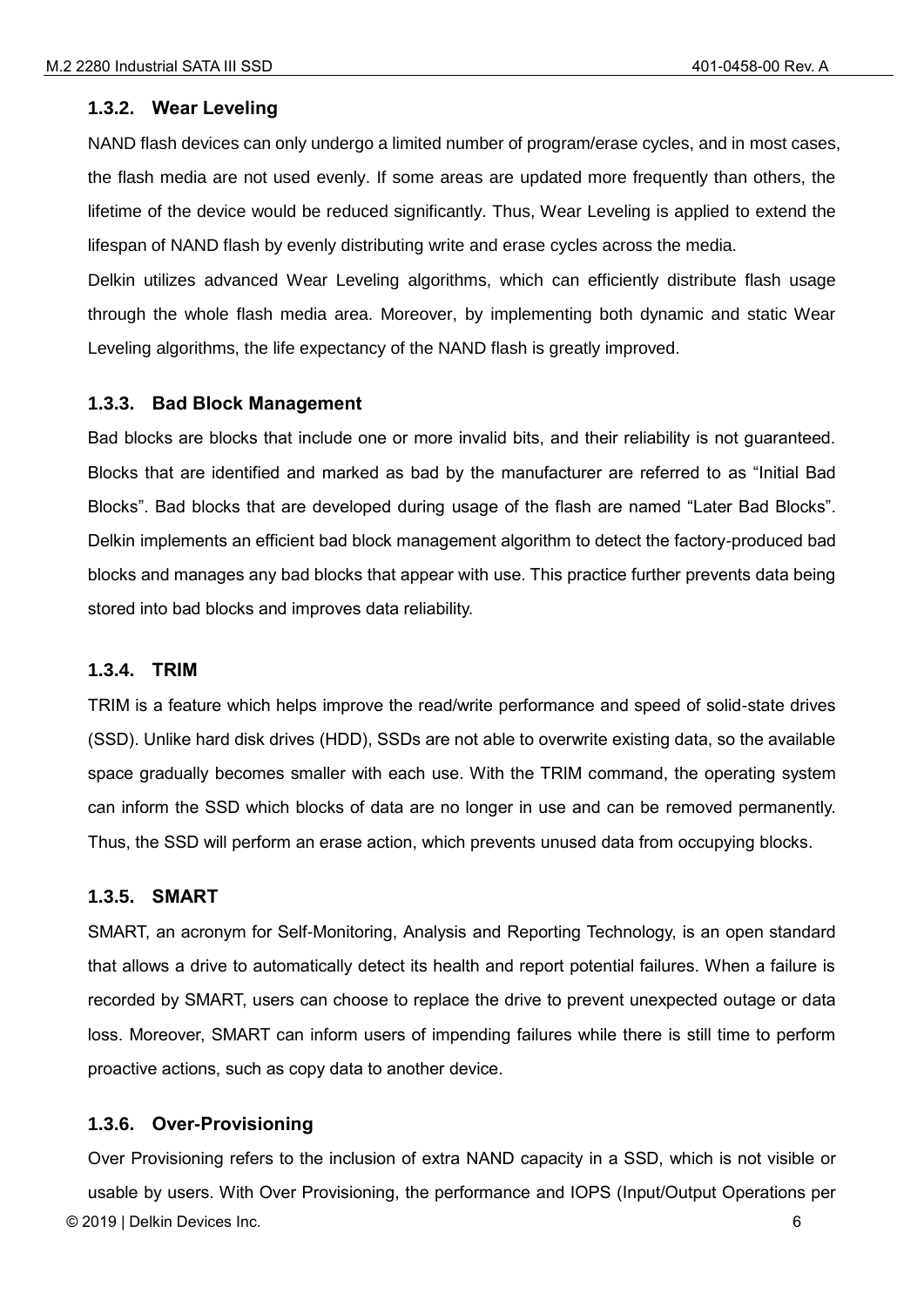### 1.3.2. Wear Leveling

NAND flash devices can only undergo a limited number of program/erase cycles, and in most cases, the flash media are not used evenly. If some areas are updated more frequently than others, the lifetime of the device would be reduced significantly. Thus, Wear Leveling is applied to extend the lifespan of NAND flash by evenly distributing write and erase cycles across the media.

Delkin utilizes advanced Wear Leveling algorithms, which can efficiently distribute flash usage through the whole flash media area. Moreover, by implementing both dynamic and static Wear Leveling algorithms, the life expectancy of the NAND flash is greatly improved.

### 1.3.3. Bad Block Management

Bad blocks are blocks that include one or more invalid bits, and their reliability is not guaranteed. Blocks that are identified and marked as bad by the manufacturer are referred to as "Initial Bad Blocks". Bad blocks that are developed during usage of the flash are named "Later Bad Blocks". Delkin implements an efficient bad block management algorithm to detect the factory-produced bad blocks and manages any bad blocks that appear with use. This practice further prevents data being stored into bad blocks and improves data reliability.

### 1.3.4. TRIM

TRIM is a feature which helps improve the read/write performance and speed of solid-state drives (SSD). Unlike hard disk drives (HDD), SSDs are not able to overwrite existing data, so the available space gradually becomes smaller with each use. With the TRIM command, the operating system can inform the SSD which blocks of data are no longer in use and can be removed permanently. Thus, the SSD will perform an erase action, which prevents unused data from occupying blocks.

### 1.3.5. SMART

SMART, an acronym for Self-Monitoring, Analysis and Reporting Technology, is an open standard that allows a drive to automatically detect its health and report potential failures. When a failure is recorded by SMART, users can choose to replace the drive to prevent unexpected outage or data loss. Moreover, SMART can inform users of impending failures while there is still time to perform proactive actions, such as copy data to another device.

### 1.3.6. Over-Provisioning

Over Provisioning refers to the inclusion of extra NAND capacity in a SSD, which is not visible or usable by users. With Over Provisioning, the performance and IOPS (Input/Output Operations per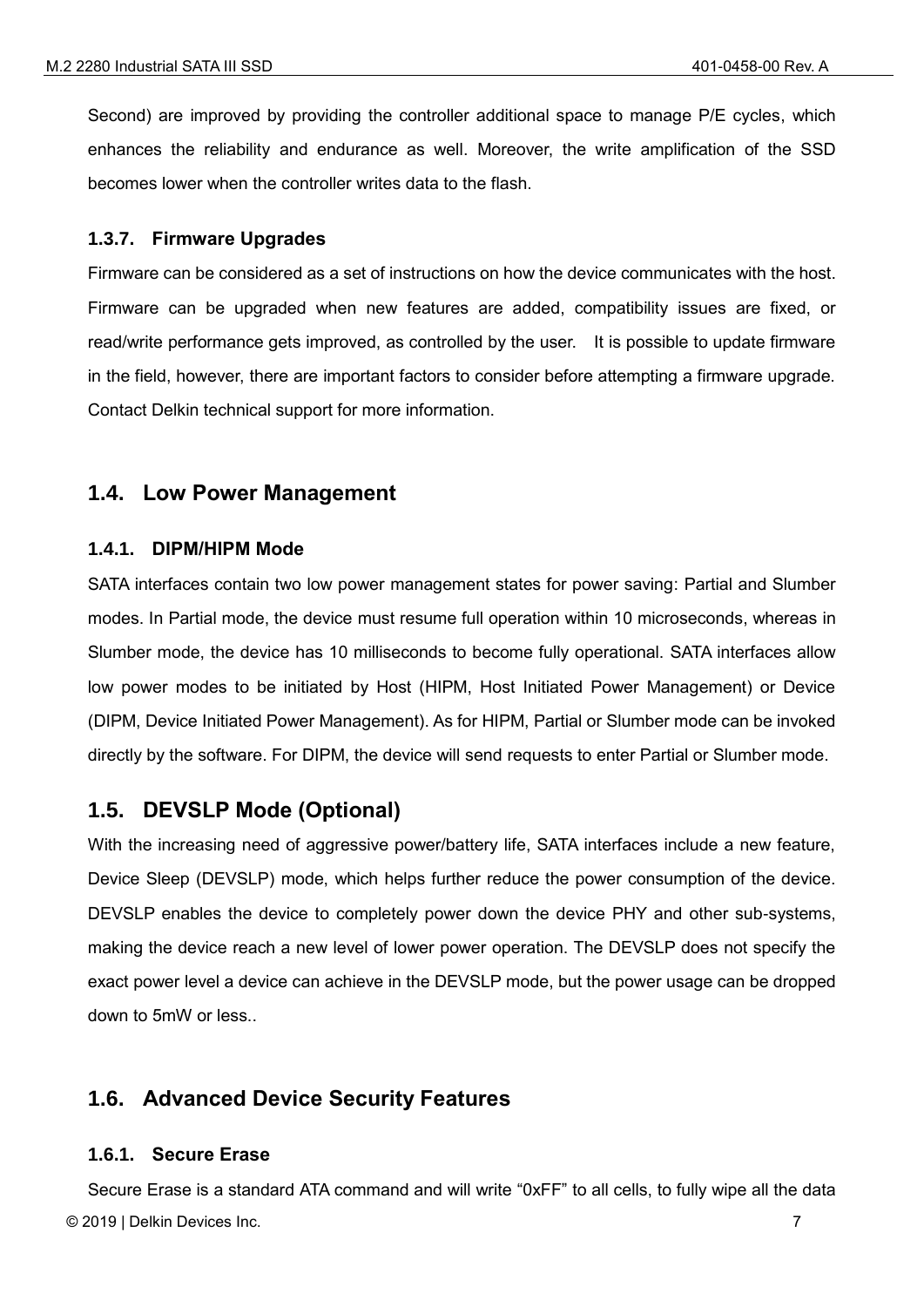Second) are improved by providing the controller additional space to manage P/E cycles, which enhances the reliability and endurance as well. Moreover, the write amplification of the SSD becomes lower when the controller writes data to the flash.

### 1.3.7. Firmware Upgrades

Firmware can be considered as a set of instructions on how the device communicates with the host. Firmware can be upgraded when new features are added, compatibility issues are fixed, or read/write performance gets improved, as controlled by the user. It is possible to update firmware in the field, however, there are important factors to consider before attempting a firmware upgrade. Contact Delkin technical support for more information.

## 1.4. Low Power Management

### 1.4.1. DIPM/HIPM Mode

SATA interfaces contain two low power management states for power saving: Partial and Slumber modes. In Partial mode, the device must resume full operation within 10 microseconds, whereas in Slumber mode, the device has 10 milliseconds to become fully operational. SATA interfaces allow low power modes to be initiated by Host (HIPM, Host Initiated Power Management) or Device (DIPM, Device Initiated Power Management). As for HIPM, Partial or Slumber mode can be invoked directly by the software. For DIPM, the device will send requests to enter Partial or Slumber mode.

## 1.5. DEVSLP Mode (Optional)

With the increasing need of aggressive power/battery life, SATA interfaces include a new feature, Device Sleep (DEVSLP) mode, which helps further reduce the power consumption of the device. DEVSLP enables the device to completely power down the device PHY and other sub-systems, making the device reach a new level of lower power operation. The DEVSLP does not specify the exact power level a device can achieve in the DEVSLP mode, but the power usage can be dropped down to 5mW or less..

## 1.6. Advanced Device Security Features

### 1.6.1. Secure Erase

Secure Erase is a standard ATA command and will write "0xFF" to all cells, to fully wipe all the data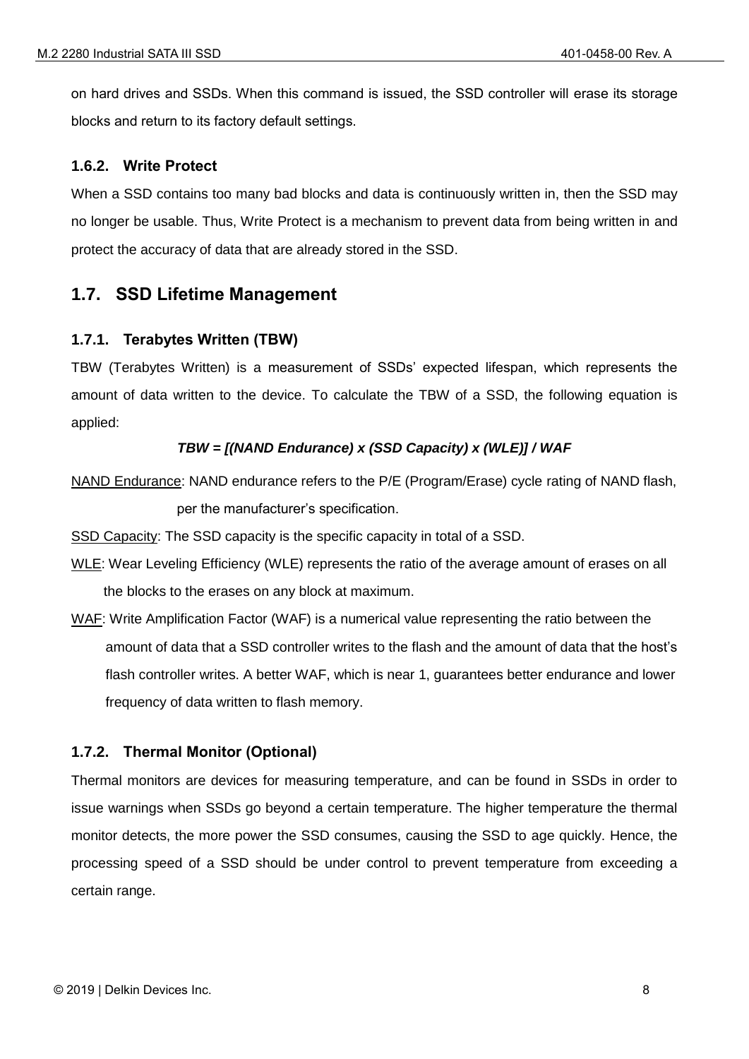on hard drives and SSDs. When this command is issued, the SSD controller will erase its storage blocks and return to its factory default settings.

### 1.6.2. Write Protect

When a SSD contains too many bad blocks and data is continuously written in, then the SSD may no longer be usable. Thus, Write Protect is a mechanism to prevent data from being written in and protect the accuracy of data that are already stored in the SSD.

## 1.7. SSD Lifetime Management

### 1.7.1. Terabytes Written (TBW)

TBW (Terabytes Written) is a measurement of SSDs' expected lifespan, which represents the amount of data written to the device. To calculate the TBW of a SSD, the following equation is applied:

***TBW = [(NAND Endurance) x (SSD Capacity) x (WLE)] / WAF***

NAND Endurance: NAND endurance refers to the P/E (Program/Erase) cycle rating of NAND flash, per the manufacturer's specification.

SSD Capacity: The SSD capacity is the specific capacity in total of a SSD.

WLE: Wear Leveling Efficiency (WLE) represents the ratio of the average amount of erases on all the blocks to the erases on any block at maximum.

WAF: Write Amplification Factor (WAF) is a numerical value representing the ratio between the amount of data that a SSD controller writes to the flash and the amount of data that the host's flash controller writes. A better WAF, which is near 1, guarantees better endurance and lower frequency of data written to flash memory.

### 1.7.2. Thermal Monitor (Optional)

Thermal monitors are devices for measuring temperature, and can be found in SSDs in order to issue warnings when SSDs go beyond a certain temperature. The higher temperature the thermal monitor detects, the more power the SSD consumes, causing the SSD to age quickly. Hence, the processing speed of a SSD should be under control to prevent temperature from exceeding a certain range.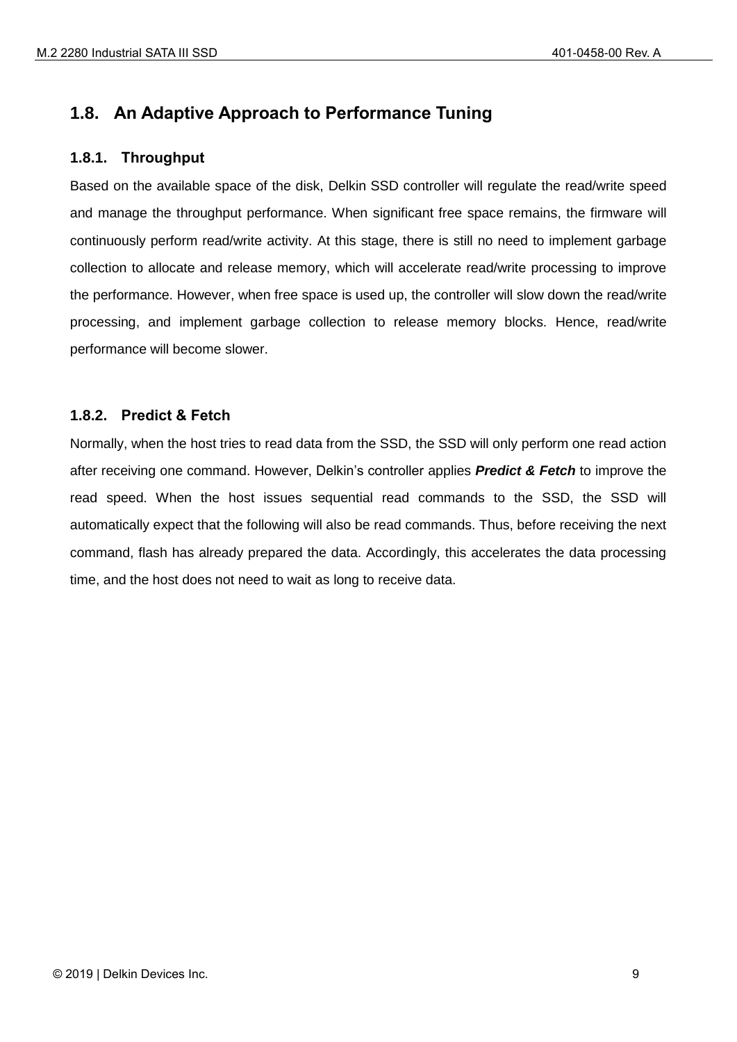## 1.8. An Adaptive Approach to Performance Tuning

### 1.8.1. Throughput

Based on the available space of the disk, Delkin SSD controller will regulate the read/write speed and manage the throughput performance. When significant free space remains, the firmware will continuously perform read/write activity. At this stage, there is still no need to implement garbage collection to allocate and release memory, which will accelerate read/write processing to improve the performance. However, when free space is used up, the controller will slow down the read/write processing, and implement garbage collection to release memory blocks. Hence, read/write performance will become slower.

### 1.8.2. Predict & Fetch

Normally, when the host tries to read data from the SSD, the SSD will only perform one read action after receiving one command. However, Delkin's controller applies ***Predict & Fetch*** to improve the read speed. When the host issues sequential read commands to the SSD, the SSD will automatically expect that the following will also be read commands. Thus, before receiving the next command, flash has already prepared the data. Accordingly, this accelerates the data processing time, and the host does not need to wait as long to receive data.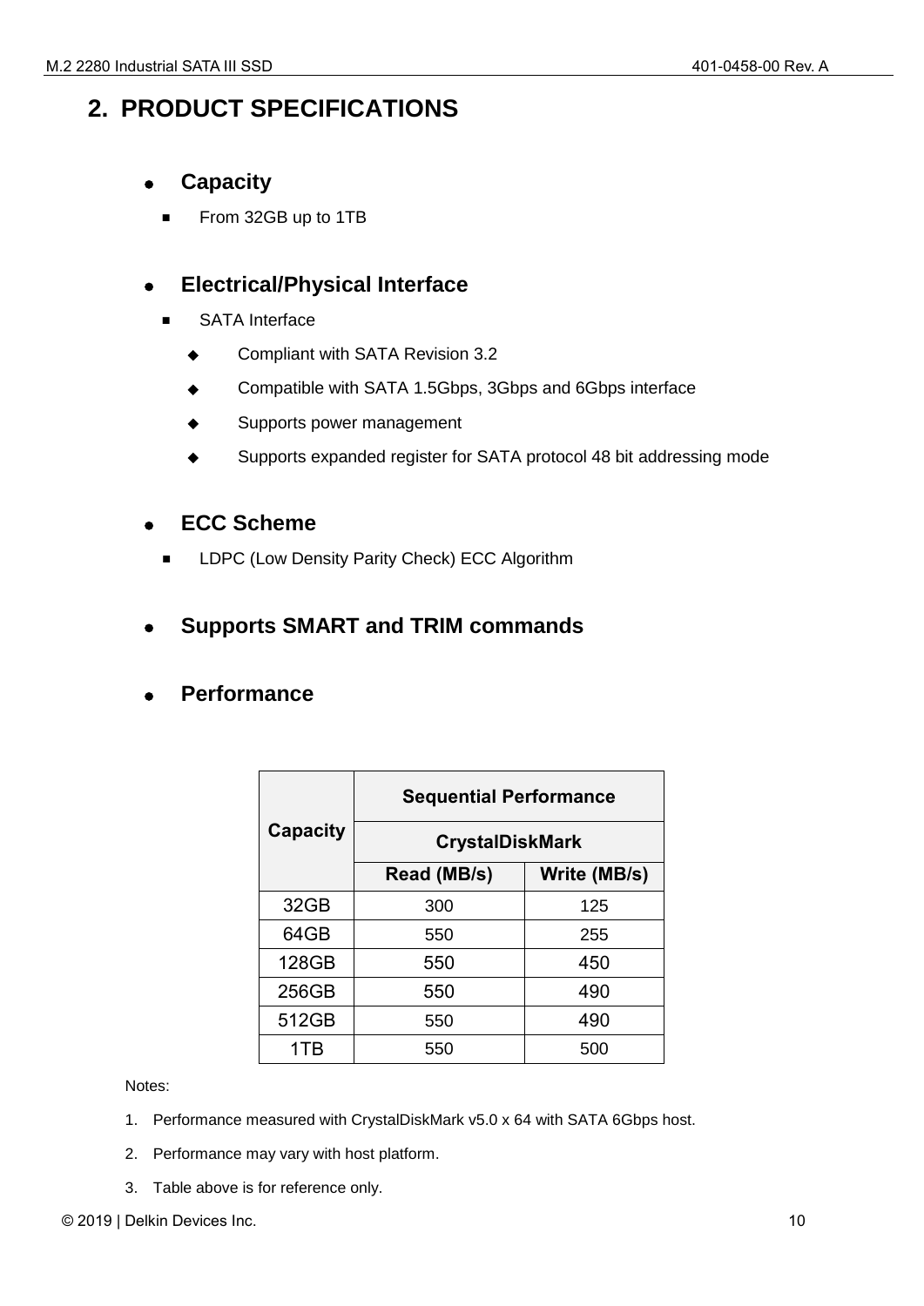## 2. PRODUCT SPECIFICATIONS

- **Capacity**
  - From 32GB up to 1TB

- **Electrical/Physical Interface**
  - SATA Interface
    - Compliant with SATA Revision 3.2
    - Compatible with SATA 1.5Gbps, 3Gbps and 6Gbps interface
    - Supports power management
    - Supports expanded register for SATA protocol 48 bit addressing mode

- **ECC Scheme**
  - LDPC (Low Density Parity Check) ECC Algorithm

- **Supports SMART and TRIM commands**

- **Performance**

| Capacity | Sequential Performance | |
|---|---|---|
| | CrystalDiskMark | |
| | Read (MB/s) | Write (MB/s) |
| 32GB | 300 | 125 |
| 64GB | 550 | 255 |
| 128GB | 550 | 450 |
| 256GB | 550 | 490 |
| 512GB | 550 | 490 |
| 1TB | 550 | 500 |

Notes:

1. Performance measured with CrystalDiskMark v5.0 x 64 with SATA 6Gbps host.
2. Performance may vary with host platform.
3. Table above is for reference only.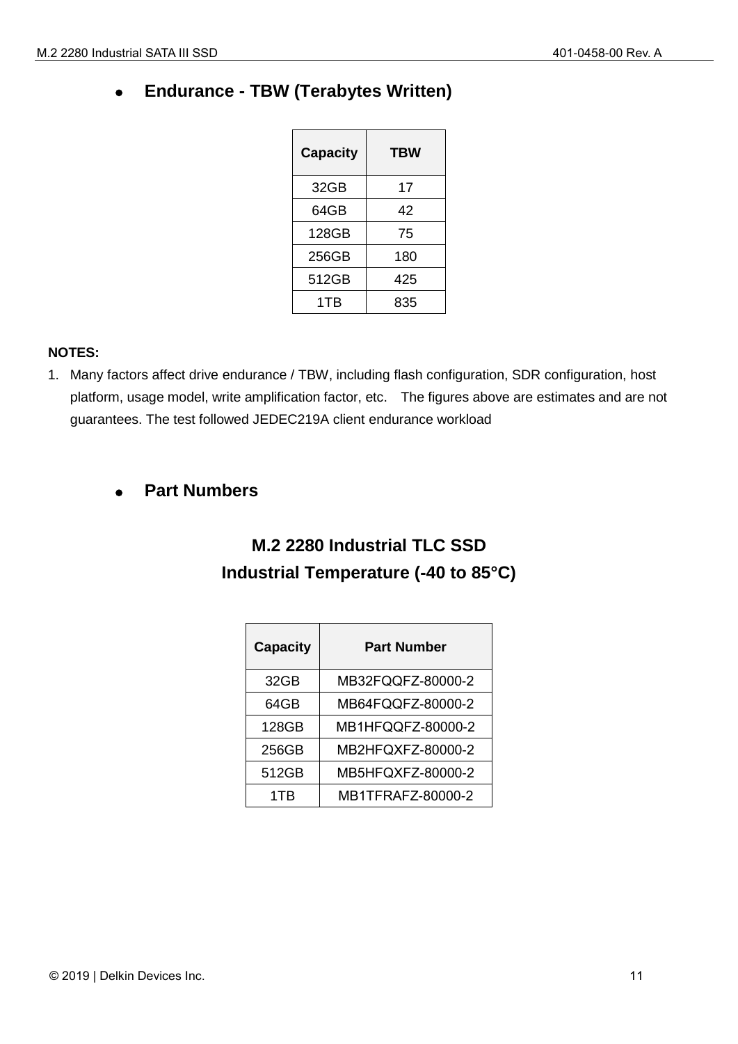- **Endurance - TBW (Terabytes Written)**

| Capacity | TBW |
|---|---|
| 32GB | 17 |
| 64GB | 42 |
| 128GB | 75 |
| 256GB | 180 |
| 512GB | 425 |
| 1TB | 835 |

**NOTES:**

1. Many factors affect drive endurance / TBW, including flash configuration, SDR configuration, host platform, usage model, write amplification factor, etc. The figures above are estimates and are not guarantees. The test followed JEDEC219A client endurance workload

- **Part Numbers**

## M.2 2280 Industrial TLC SSD
## Industrial Temperature (-40 to 85°C)

| Capacity | Part Number |
|---|---|
| 32GB | MB32FQQFZ-80000-2 |
| 64GB | MB64FQQFZ-80000-2 |
| 128GB | MB1HFQQFZ-80000-2 |
| 256GB | MB2HFQXFZ-80000-2 |
| 512GB | MB5HFQXFZ-80000-2 |
| 1TB | MB1TFRAFZ-80000-2 |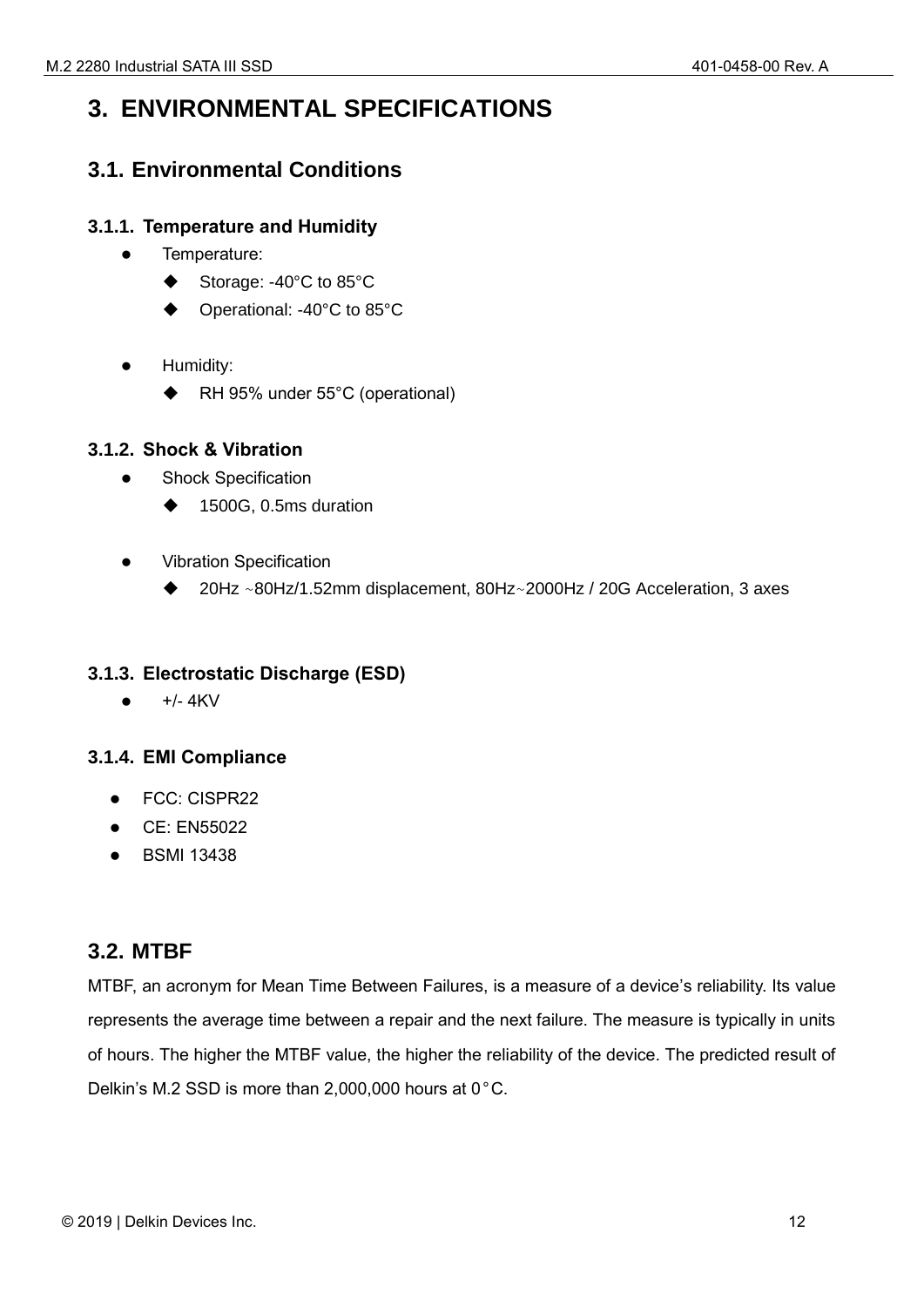# 3. ENVIRONMENTAL SPECIFICATIONS

## 3.1. Environmental Conditions

### 3.1.1. Temperature and Humidity

- Temperature:
  - Storage: -40°C to 85°C
  - Operational: -40°C to 85°C
- Humidity:
  - RH 95% under 55°C (operational)

### 3.1.2. Shock & Vibration

- Shock Specification
  - 1500G, 0.5ms duration
- Vibration Specification
  - 20Hz ~80Hz/1.52mm displacement, 80Hz~2000Hz / 20G Acceleration, 3 axes

### 3.1.3. Electrostatic Discharge (ESD)

- +/- 4KV

### 3.1.4. EMI Compliance

- FCC: CISPR22
- CE: EN55022
- BSMI 13438

## 3.2. MTBF

MTBF, an acronym for Mean Time Between Failures, is a measure of a device's reliability. Its value represents the average time between a repair and the next failure. The measure is typically in units of hours. The higher the MTBF value, the higher the reliability of the device. The predicted result of Delkin's M.2 SSD is more than 2,000,000 hours at 0°C.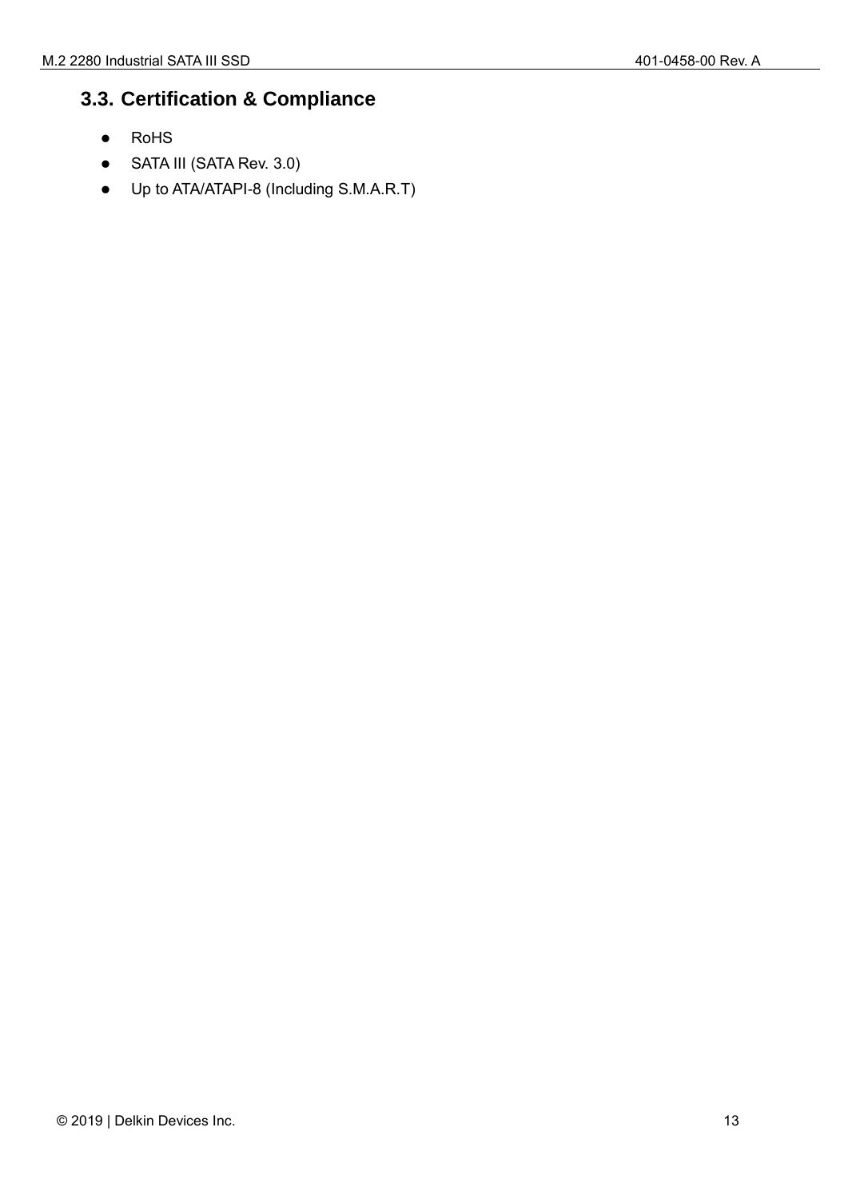## 3.3. Certification & Compliance

- RoHS
- SATA III (SATA Rev. 3.0)
- Up to ATA/ATAPI-8 (Including S.M.A.R.T)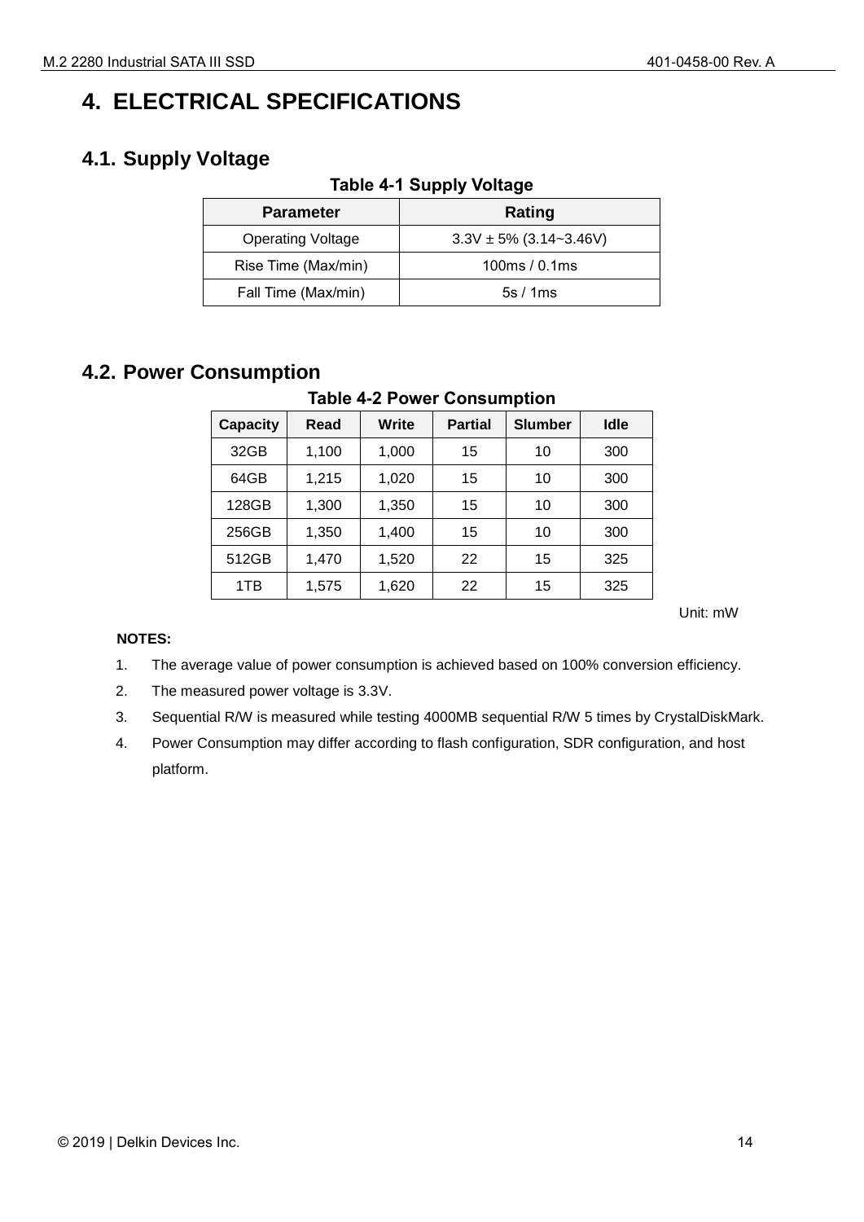# 4. ELECTRICAL SPECIFICATIONS

## 4.1. Supply Voltage

**Table 4-1 Supply Voltage**

| Parameter | Rating |
|---|---|
| Operating Voltage | 3.3V ± 5% (3.14~3.46V) |
| Rise Time (Max/min) | 100ms / 0.1ms |
| Fall Time (Max/min) | 5s / 1ms |

## 4.2. Power Consumption

**Table 4-2 Power Consumption**

| Capacity | Read | Write | Partial | Slumber | Idle |
|---|---|---|---|---|---|
| 32GB | 1,100 | 1,000 | 15 | 10 | 300 |
| 64GB | 1,215 | 1,020 | 15 | 10 | 300 |
| 128GB | 1,300 | 1,350 | 15 | 10 | 300 |
| 256GB | 1,350 | 1,400 | 15 | 10 | 300 |
| 512GB | 1,470 | 1,520 | 22 | 15 | 325 |
| 1TB | 1,575 | 1,620 | 22 | 15 | 325 |

Unit: mW

**NOTES:**

1. The average value of power consumption is achieved based on 100% conversion efficiency.
2. The measured power voltage is 3.3V.
3. Sequential R/W is measured while testing 4000MB sequential R/W 5 times by CrystalDiskMark.
4. Power Consumption may differ according to flash configuration, SDR configuration, and host platform.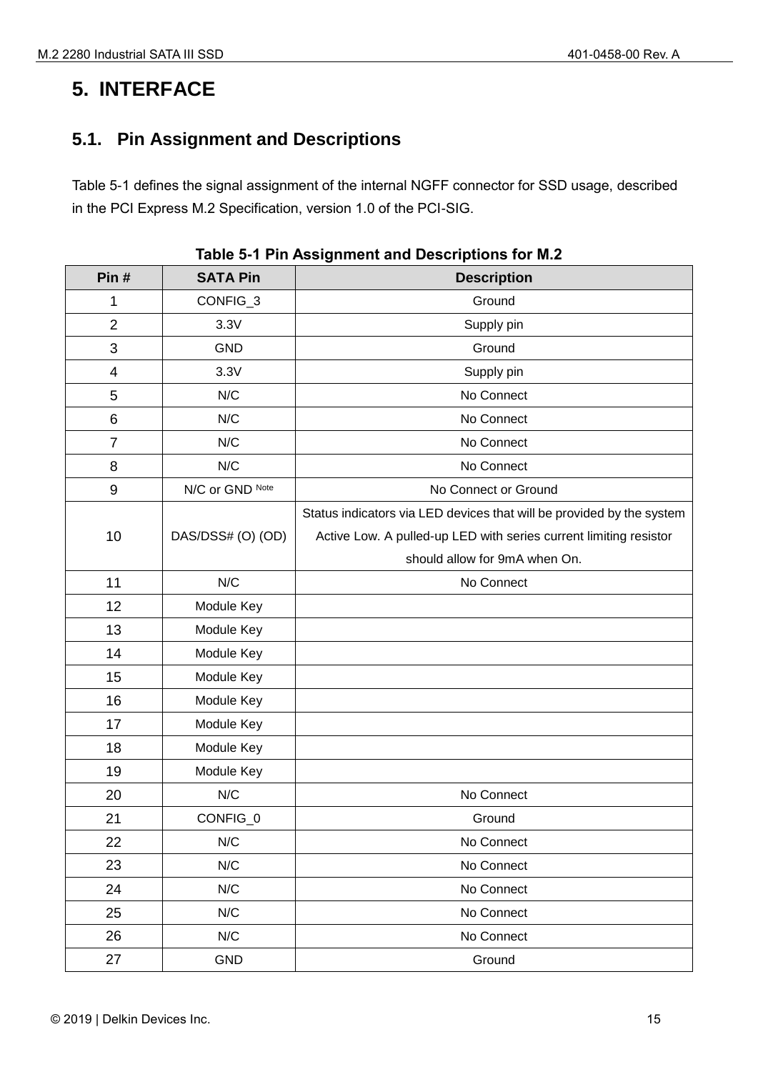# 5. INTERFACE

## 5.1. Pin Assignment and Descriptions

Table 5-1 defines the signal assignment of the internal NGFF connector for SSD usage, described in the PCI Express M.2 Specification, version 1.0 of the PCI-SIG.

**Table 5-1 Pin Assignment and Descriptions for M.2**

| Pin # | SATA Pin | Description |
|---|---|---|
| 1 | CONFIG_3 | Ground |
| 2 | 3.3V | Supply pin |
| 3 | GND | Ground |
| 4 | 3.3V | Supply pin |
| 5 | N/C | No Connect |
| 6 | N/C | No Connect |
| 7 | N/C | No Connect |
| 8 | N/C | No Connect |
| 9 | N/C or GND Note | No Connect or Ground |
| 10 | DAS/DSS# (O) (OD) | Status indicators via LED devices that will be provided by the system Active Low. A pulled-up LED with series current limiting resistor should allow for 9mA when On. |
| 11 | N/C | No Connect |
| 12 | Module Key | |
| 13 | Module Key | |
| 14 | Module Key | |
| 15 | Module Key | |
| 16 | Module Key | |
| 17 | Module Key | |
| 18 | Module Key | |
| 19 | Module Key | |
| 20 | N/C | No Connect |
| 21 | CONFIG_0 | Ground |
| 22 | N/C | No Connect |
| 23 | N/C | No Connect |
| 24 | N/C | No Connect |
| 25 | N/C | No Connect |
| 26 | N/C | No Connect |
| 27 | GND | Ground |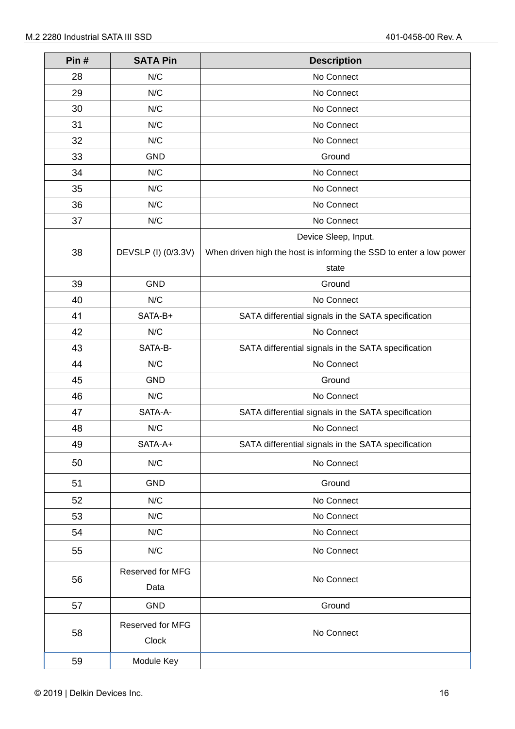| Pin # | SATA Pin | Description |
|---|---|---|
| 28 | N/C | No Connect |
| 29 | N/C | No Connect |
| 30 | N/C | No Connect |
| 31 | N/C | No Connect |
| 32 | N/C | No Connect |
| 33 | GND | Ground |
| 34 | N/C | No Connect |
| 35 | N/C | No Connect |
| 36 | N/C | No Connect |
| 37 | N/C | No Connect |
| 38 | DEVSLP (I) (0/3.3V) | Device Sleep, Input. When driven high the host is informing the SSD to enter a low power state |
| 39 | GND | Ground |
| 40 | N/C | No Connect |
| 41 | SATA-B+ | SATA differential signals in the SATA specification |
| 42 | N/C | No Connect |
| 43 | SATA-B- | SATA differential signals in the SATA specification |
| 44 | N/C | No Connect |
| 45 | GND | Ground |
| 46 | N/C | No Connect |
| 47 | SATA-A- | SATA differential signals in the SATA specification |
| 48 | N/C | No Connect |
| 49 | SATA-A+ | SATA differential signals in the SATA specification |
| 50 | N/C | No Connect |
| 51 | GND | Ground |
| 52 | N/C | No Connect |
| 53 | N/C | No Connect |
| 54 | N/C | No Connect |
| 55 | N/C | No Connect |
| 56 | Reserved for MFG Data | No Connect |
| 57 | GND | Ground |
| 58 | Reserved for MFG Clock | No Connect |
| 59 | Module Key | |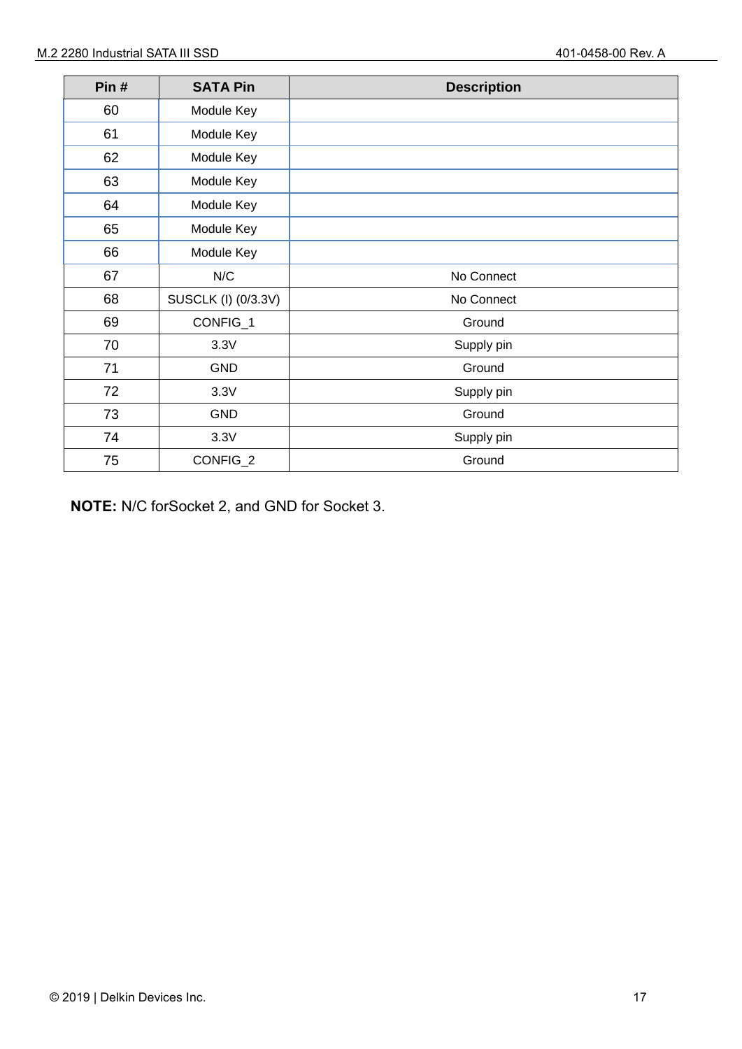| Pin # | SATA Pin | Description |
|---|---|---|
| 60 | Module Key | |
| 61 | Module Key | |
| 62 | Module Key | |
| 63 | Module Key | |
| 64 | Module Key | |
| 65 | Module Key | |
| 66 | Module Key | |
| 67 | N/C | No Connect |
| 68 | SUSCLK (I) (0/3.3V) | No Connect |
| 69 | CONFIG_1 | Ground |
| 70 | 3.3V | Supply pin |
| 71 | GND | Ground |
| 72 | 3.3V | Supply pin |
| 73 | GND | Ground |
| 74 | 3.3V | Supply pin |
| 75 | CONFIG_2 | Ground |

**NOTE:** N/C forSocket 2, and GND for Socket 3.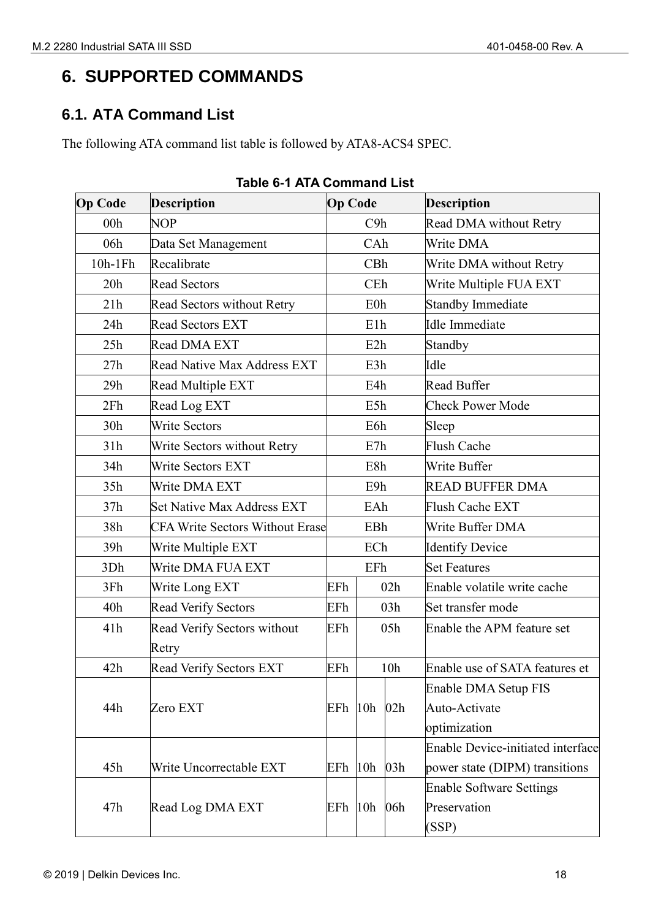# 6. SUPPORTED COMMANDS

## 6.1. ATA Command List

The following ATA command list table is followed by ATA8-ACS4 SPEC.

**Table 6-1 ATA Command List**

| Op Code | Description | Op Code | | | Description |
|---|---|---|---|---|---|
| 00h | NOP | C9h | | | Read DMA without Retry |
| 06h | Data Set Management | CAh | | | Write DMA |
| 10h-1Fh | Recalibrate | CBh | | | Write DMA without Retry |
| 20h | Read Sectors | CEh | | | Write Multiple FUA EXT |
| 21h | Read Sectors without Retry | E0h | | | Standby Immediate |
| 24h | Read Sectors EXT | E1h | | | Idle Immediate |
| 25h | Read DMA EXT | E2h | | | Standby |
| 27h | Read Native Max Address EXT | E3h | | | Idle |
| 29h | Read Multiple EXT | E4h | | | Read Buffer |
| 2Fh | Read Log EXT | E5h | | | Check Power Mode |
| 30h | Write Sectors | E6h | | | Sleep |
| 31h | Write Sectors without Retry | E7h | | | Flush Cache |
| 34h | Write Sectors EXT | E8h | | | Write Buffer |
| 35h | Write DMA EXT | E9h | | | READ BUFFER DMA |
| 37h | Set Native Max Address EXT | EAh | | | Flush Cache EXT |
| 38h | CFA Write Sectors Without Erase | EBh | | | Write Buffer DMA |
| 39h | Write Multiple EXT | ECh | | | Identify Device |
| 3Dh | Write DMA FUA EXT | EFh | | | Set Features |
| 3Fh | Write Long EXT | EFh | 02h | | Enable volatile write cache |
| 40h | Read Verify Sectors | EFh | 03h | | Set transfer mode |
| 41h | Read Verify Sectors without Retry | EFh | 05h | | Enable the APM feature set |
| 42h | Read Verify Sectors EXT | EFh | 10h | | Enable use of SATA features et |
| 44h | Zero EXT | EFh | 10h | 02h | Enable DMA Setup FIS Auto-Activate optimization |
| 45h | Write Uncorrectable EXT | EFh | 10h | 03h | Enable Device-initiated interface power state (DIPM) transitions |
| 47h | Read Log DMA EXT | EFh | 10h | 06h | Enable Software Settings Preservation (SSP) |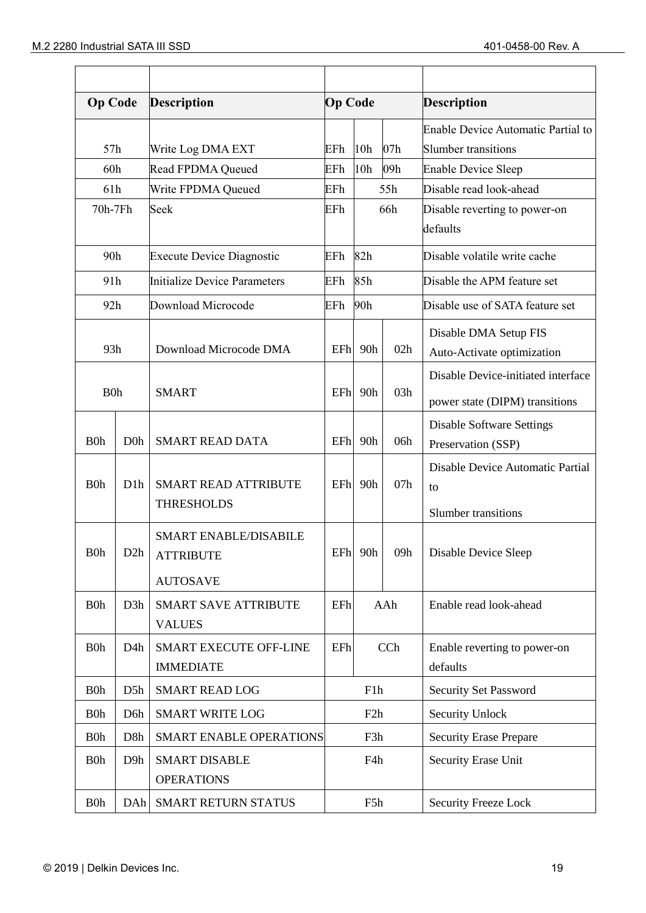| Op Code | | Description | Op Code | | | Description |
|---|---|---|---|---|---|---|
| 57h | | Write Log DMA EXT | EFh | 10h | 07h | Enable Device Automatic Partial to Slumber transitions |
| 60h | | Read FPDMA Queued | EFh | 10h | 09h | Enable Device Sleep |
| 61h | | Write FPDMA Queued | EFh | 55h | | Disable read look-ahead |
| 70h-7Fh | | Seek | EFh | 66h | | Disable reverting to power-on defaults |
| 90h | | Execute Device Diagnostic | EFh | 82h | | Disable volatile write cache |
| 91h | | Initialize Device Parameters | EFh | 85h | | Disable the APM feature set |
| 92h | | Download Microcode | EFh | 90h | | Disable use of SATA feature set |
| 93h | | Download Microcode DMA | EFh | 90h | 02h | Disable DMA Setup FIS Auto-Activate optimization |
| B0h | | SMART | EFh | 90h | 03h | Disable Device-initiated interface power state (DIPM) transitions |
| B0h | D0h | SMART READ DATA | EFh | 90h | 06h | Disable Software Settings Preservation (SSP) |
| B0h | D1h | SMART READ ATTRIBUTE THRESHOLDS | EFh | 90h | 07h | Disable Device Automatic Partial to Slumber transitions |
| B0h | D2h | SMART ENABLE/DISABILE ATTRIBUTE AUTOSAVE | EFh | 90h | 09h | Disable Device Sleep |
| B0h | D3h | SMART SAVE ATTRIBUTE VALUES | EFh | AAh | | Enable read look-ahead |
| B0h | D4h | SMART EXECUTE OFF-LINE IMMEDIATE | EFh | CCh | | Enable reverting to power-on defaults |
| B0h | D5h | SMART READ LOG | F1h | | | Security Set Password |
| B0h | D6h | SMART WRITE LOG | F2h | | | Security Unlock |
| B0h | D8h | SMART ENABLE OPERATIONS | F3h | | | Security Erase Prepare |
| B0h | D9h | SMART DISABLE OPERATIONS | F4h | | | Security Erase Unit |
| B0h | DAh | SMART RETURN STATUS | F5h | | | Security Freeze Lock |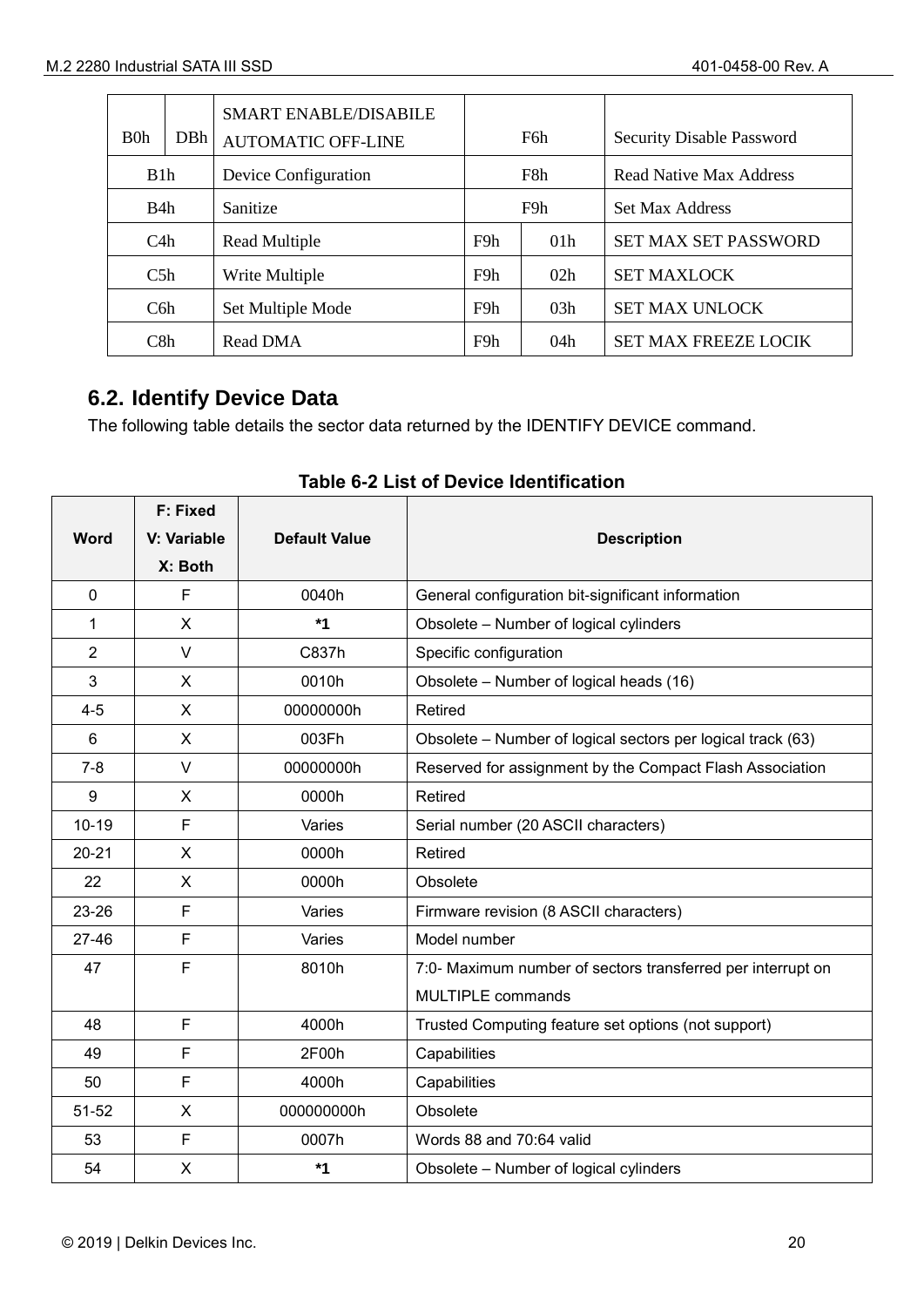| | | | | | |
|---|---|---|---|---|---|
| B0h | DBh | SMART ENABLE/DISABILE AUTOMATIC OFF-LINE | F6h | | Security Disable Password |
| B1h | | Device Configuration | F8h | | Read Native Max Address |
| B4h | | Sanitize | F9h | | Set Max Address |
| C4h | | Read Multiple | F9h | 01h | SET MAX SET PASSWORD |
| C5h | | Write Multiple | F9h | 02h | SET MAXLOCK |
| C6h | | Set Multiple Mode | F9h | 03h | SET MAX UNLOCK |
| C8h | | Read DMA | F9h | 04h | SET MAX FREEZE LOCIK |

## 6.2. Identify Device Data

The following table details the sector data returned by the IDENTIFY DEVICE command.

**Table 6-2 List of Device Identification**

| Word | F: Fixed V: Variable X: Both | Default Value | Description |
|---|---|---|---|
| 0 | F | 0040h | General configuration bit-significant information |
| 1 | X | *1 | Obsolete – Number of logical cylinders |
| 2 | V | C837h | Specific configuration |
| 3 | X | 0010h | Obsolete – Number of logical heads (16) |
| 4-5 | X | 00000000h | Retired |
| 6 | X | 003Fh | Obsolete – Number of logical sectors per logical track (63) |
| 7-8 | V | 00000000h | Reserved for assignment by the Compact Flash Association |
| 9 | X | 0000h | Retired |
| 10-19 | F | Varies | Serial number (20 ASCII characters) |
| 20-21 | X | 0000h | Retired |
| 22 | X | 0000h | Obsolete |
| 23-26 | F | Varies | Firmware revision (8 ASCII characters) |
| 27-46 | F | Varies | Model number |
| 47 | F | 8010h | 7:0- Maximum number of sectors transferred per interrupt on MULTIPLE commands |
| 48 | F | 4000h | Trusted Computing feature set options (not support) |
| 49 | F | 2F00h | Capabilities |
| 50 | F | 4000h | Capabilities |
| 51-52 | X | 000000000h | Obsolete |
| 53 | F | 0007h | Words 88 and 70:64 valid |
| 54 | X | *1 | Obsolete – Number of logical cylinders |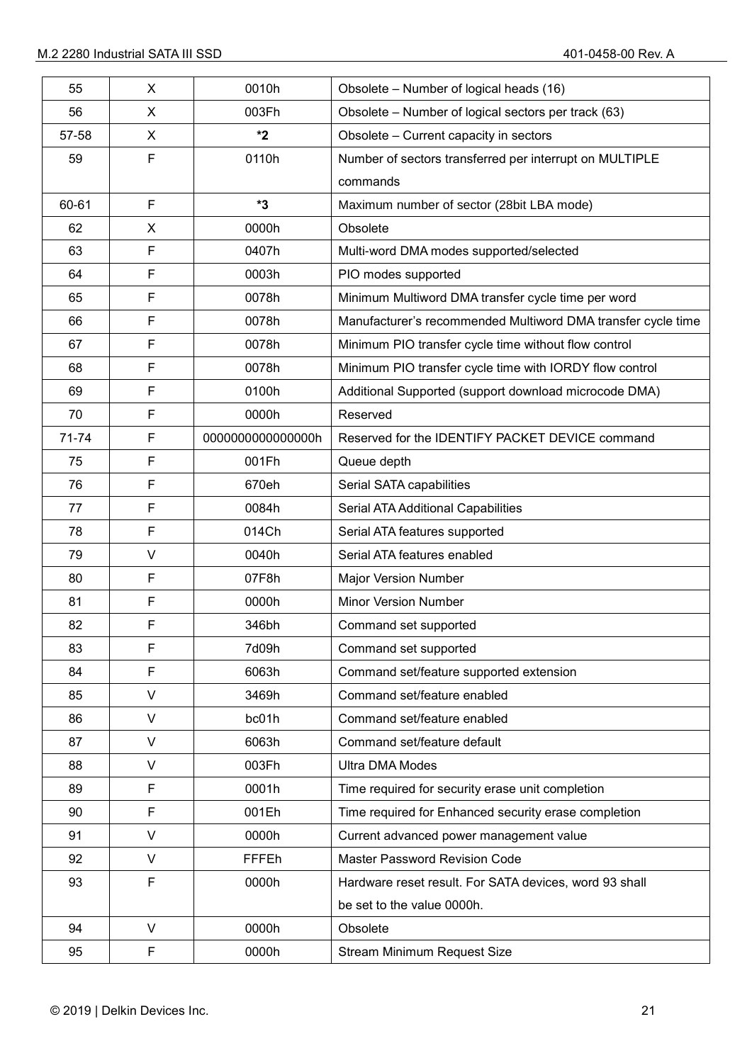| 55 | X | 0010h | Obsolete – Number of logical heads (16) |
|---|---|---|---|
| 56 | X | 003Fh | Obsolete – Number of logical sectors per track (63) |
| 57-58 | X | *2 | Obsolete – Current capacity in sectors |
| 59 | F | 0110h | Number of sectors transferred per interrupt on MULTIPLE commands |
| 60-61 | F | *3 | Maximum number of sector (28bit LBA mode) |
| 62 | X | 0000h | Obsolete |
| 63 | F | 0407h | Multi-word DMA modes supported/selected |
| 64 | F | 0003h | PIO modes supported |
| 65 | F | 0078h | Minimum Multiword DMA transfer cycle time per word |
| 66 | F | 0078h | Manufacturer's recommended Multiword DMA transfer cycle time |
| 67 | F | 0078h | Minimum PIO transfer cycle time without flow control |
| 68 | F | 0078h | Minimum PIO transfer cycle time with IORDY flow control |
| 69 | F | 0100h | Additional Supported (support download microcode DMA) |
| 70 | F | 0000h | Reserved |
| 71-74 | F | 0000000000000000h | Reserved for the IDENTIFY PACKET DEVICE command |
| 75 | F | 001Fh | Queue depth |
| 76 | F | 670eh | Serial SATA capabilities |
| 77 | F | 0084h | Serial ATA Additional Capabilities |
| 78 | F | 014Ch | Serial ATA features supported |
| 79 | V | 0040h | Serial ATA features enabled |
| 80 | F | 07F8h | Major Version Number |
| 81 | F | 0000h | Minor Version Number |
| 82 | F | 346bh | Command set supported |
| 83 | F | 7d09h | Command set supported |
| 84 | F | 6063h | Command set/feature supported extension |
| 85 | V | 3469h | Command set/feature enabled |
| 86 | V | bc01h | Command set/feature enabled |
| 87 | V | 6063h | Command set/feature default |
| 88 | V | 003Fh | Ultra DMA Modes |
| 89 | F | 0001h | Time required for security erase unit completion |
| 90 | F | 001Eh | Time required for Enhanced security erase completion |
| 91 | V | 0000h | Current advanced power management value |
| 92 | V | FFFEh | Master Password Revision Code |
| 93 | F | 0000h | Hardware reset result. For SATA devices, word 93 shall be set to the value 0000h. |
| 94 | V | 0000h | Obsolete |
| 95 | F | 0000h | Stream Minimum Request Size |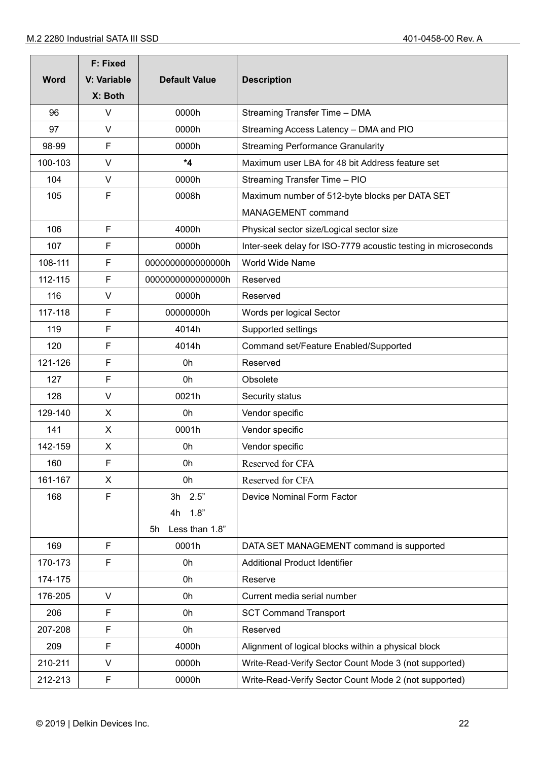| Word | F: Fixed V: Variable X: Both | Default Value | Description |
|---|---|---|---|
| 96 | V | 0000h | Streaming Transfer Time – DMA |
| 97 | V | 0000h | Streaming Access Latency – DMA and PIO |
| 98-99 | F | 0000h | Streaming Performance Granularity |
| 100-103 | V | ***4** | Maximum user LBA for 48 bit Address feature set |
| 104 | V | 0000h | Streaming Transfer Time – PIO |
| 105 | F | 0008h | Maximum number of 512-byte blocks per DATA SET MANAGEMENT command |
| 106 | F | 4000h | Physical sector size/Logical sector size |
| 107 | F | 0000h | Inter-seek delay for ISO-7779 acoustic testing in microseconds |
| 108-111 | F | 0000000000000000h | World Wide Name |
| 112-115 | F | 0000000000000000h | Reserved |
| 116 | V | 0000h | Reserved |
| 117-118 | F | 00000000h | Words per logical Sector |
| 119 | F | 4014h | Supported settings |
| 120 | F | 4014h | Command set/Feature Enabled/Supported |
| 121-126 | F | 0h | Reserved |
| 127 | F | 0h | Obsolete |
| 128 | V | 0021h | Security status |
| 129-140 | X | 0h | Vendor specific |
| 141 | X | 0001h | Vendor specific |
| 142-159 | X | 0h | Vendor specific |
| 160 | F | 0h | Reserved for CFA |
| 161-167 | X | 0h | Reserved for CFA |
| 168 | F | 3h 2.5" 4h 1.8" 5h Less than 1.8" | Device Nominal Form Factor |
| 169 | F | 0001h | DATA SET MANAGEMENT command is supported |
| 170-173 | F | 0h | Additional Product Identifier |
| 174-175 | | 0h | Reserve |
| 176-205 | V | 0h | Current media serial number |
| 206 | F | 0h | SCT Command Transport |
| 207-208 | F | 0h | Reserved |
| 209 | F | 4000h | Alignment of logical blocks within a physical block |
| 210-211 | V | 0000h | Write-Read-Verify Sector Count Mode 3 (not supported) |
| 212-213 | F | 0000h | Write-Read-Verify Sector Count Mode 2 (not supported) |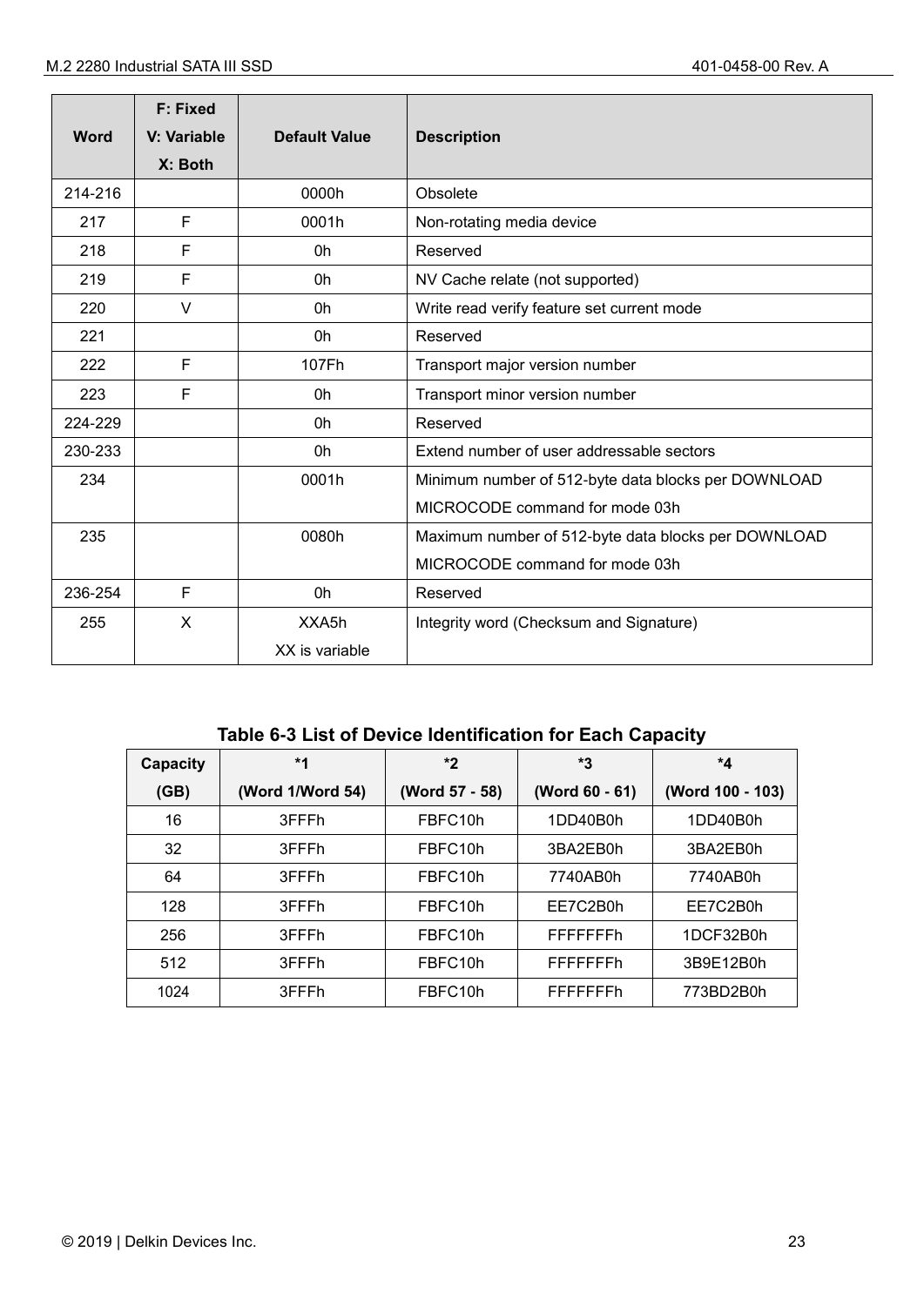| Word | F: Fixed V: Variable X: Both | Default Value | Description |
|---|---|---|---|
| 214-216 | | 0000h | Obsolete |
| 217 | F | 0001h | Non-rotating media device |
| 218 | F | 0h | Reserved |
| 219 | F | 0h | NV Cache relate (not supported) |
| 220 | V | 0h | Write read verify feature set current mode |
| 221 | | 0h | Reserved |
| 222 | F | 107Fh | Transport major version number |
| 223 | F | 0h | Transport minor version number |
| 224-229 | | 0h | Reserved |
| 230-233 | | 0h | Extend number of user addressable sectors |
| 234 | | 0001h | Minimum number of 512-byte data blocks per DOWNLOAD MICROCODE command for mode 03h |
| 235 | | 0080h | Maximum number of 512-byte data blocks per DOWNLOAD MICROCODE command for mode 03h |
| 236-254 | F | 0h | Reserved |
| 255 | X | XXA5h XX is variable | Integrity word (Checksum and Signature) |

**Table 6-3 List of Device Identification for Each Capacity**

| Capacity (GB) | *1 (Word 1/Word 54) | *2 (Word 57 - 58) | *3 (Word 60 - 61) | *4 (Word 100 - 103) |
|---|---|---|---|---|
| 16 | 3FFFh | FBFC10h | 1DD40B0h | 1DD40B0h |
| 32 | 3FFFh | FBFC10h | 3BA2EB0h | 3BA2EB0h |
| 64 | 3FFFh | FBFC10h | 7740AB0h | 7740AB0h |
| 128 | 3FFFh | FBFC10h | EE7C2B0h | EE7C2B0h |
| 256 | 3FFFh | FBFC10h | FFFFFFFh | 1DCF32B0h |
| 512 | 3FFFh | FBFC10h | FFFFFFFh | 3B9E12B0h |
| 1024 | 3FFFh | FBFC10h | FFFFFFFh | 773BD2B0h |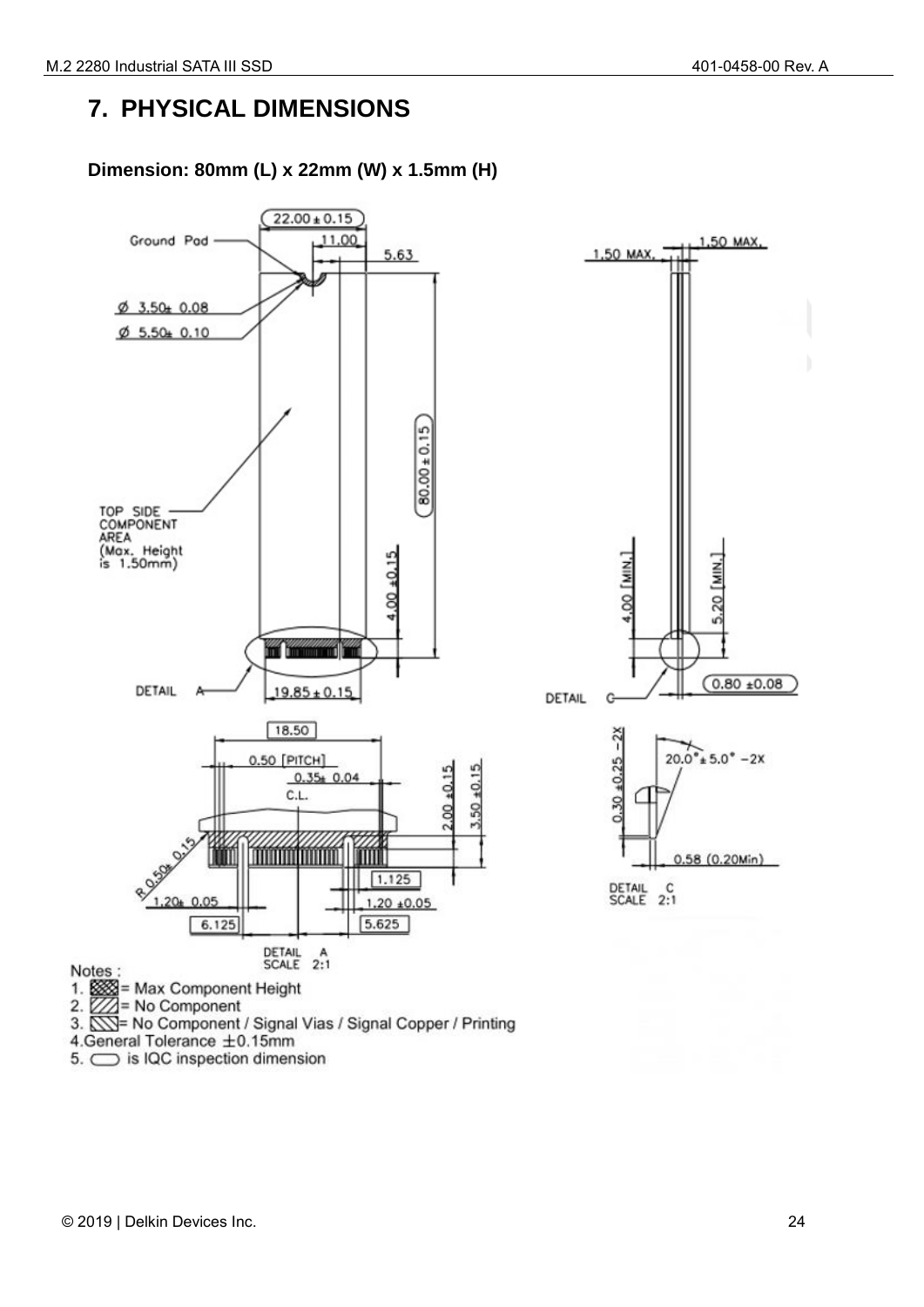# 7. PHYSICAL DIMENSIONS

**Dimension: 80mm (L) x 22mm (W) x 1.5mm (H)**

Ground Pad

22.00 ± 0.15

11.00

5.63

Ø 3.50± 0.08

Ø 5.50± 0.10

80.00 ± 0.15

TOP SIDE COMPONENT AREA (Max. Height is 1.50mm)

4.00 ±0.15

DETAIL A

19.85 ± 0.15

1.50 MAX.

1.50 MAX.

4.00 [MIN.]

5.20 [MIN.]

DETAIL C

0.80 ±0.08

18.50

0.50 [PITCH]

0.35± 0.04

C.L.

2.00 ±0.15

3.50 ±0.15

R 0.50± 0.15

1.125

1.20± 0.05

1.20 ±0.05

6.125

5.625

DETAIL A SCALE 2:1

0.30 ±0.25 −2X

20.0° ± 5.0° −2X

0.58 (0.20Min)

DETAIL C SCALE 2:1

Notes :

1. ▩ = Max Component Height
2. ▨ = No Component
3. ▧ = No Component / Signal Vias / Signal Copper / Printing
4. General Tolerance ±0.15mm
5. ⬭ is IQC inspection dimension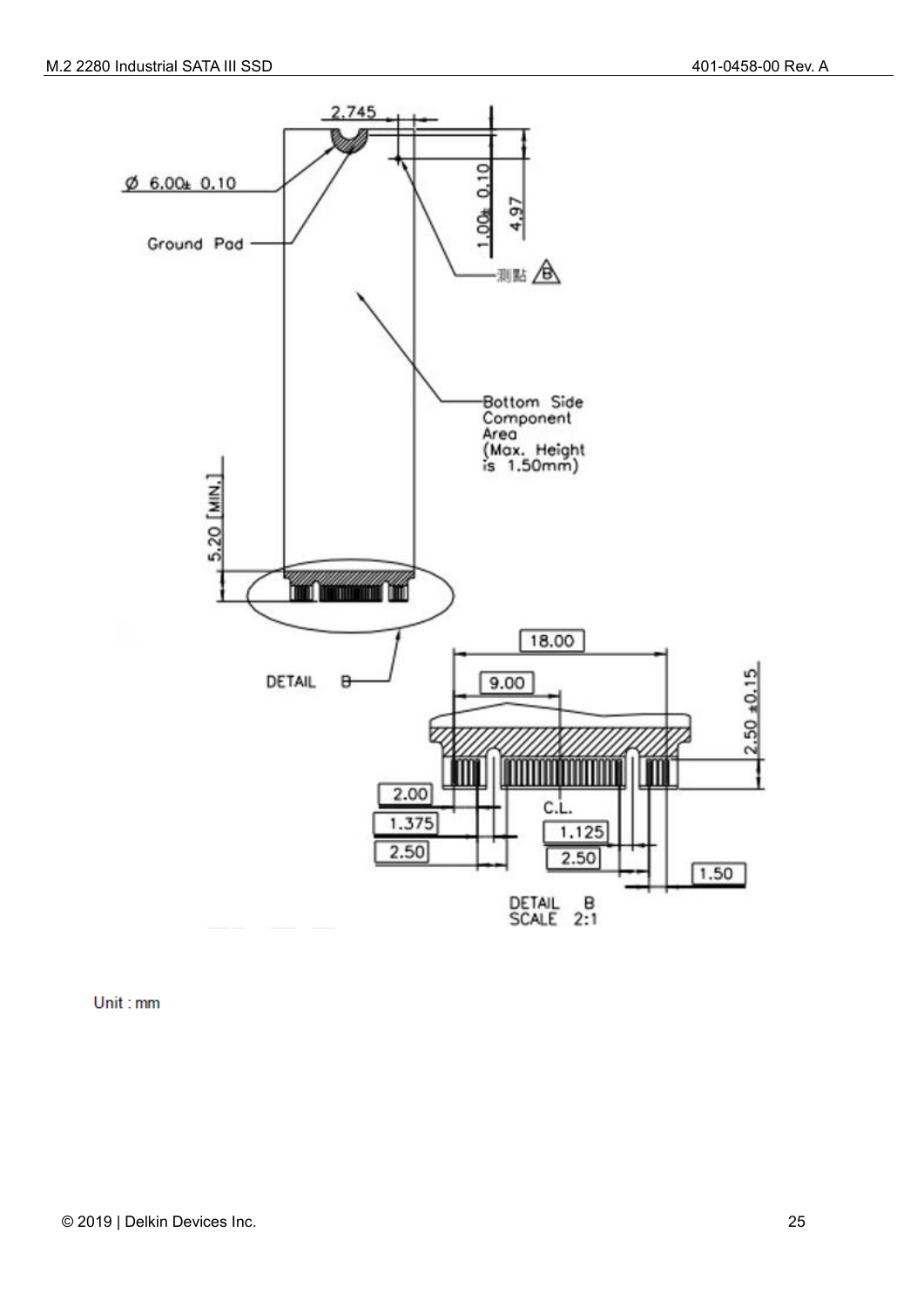2.745

Ø 6.00± 0.10

Ground Pad

1.00± 0.10

4.97

測點 B

Bottom Side Component Area (Max. Height is 1.50mm)

5.20 [MIN.]

DETAIL B

18.00

9.00

2.50 ±0.15

2.00

1.375

2.50

C.L.

1.125

2.50

1.50

DETAIL B
SCALE 2:1

Unit : mm

© 2019 | Delkin Devices Inc.